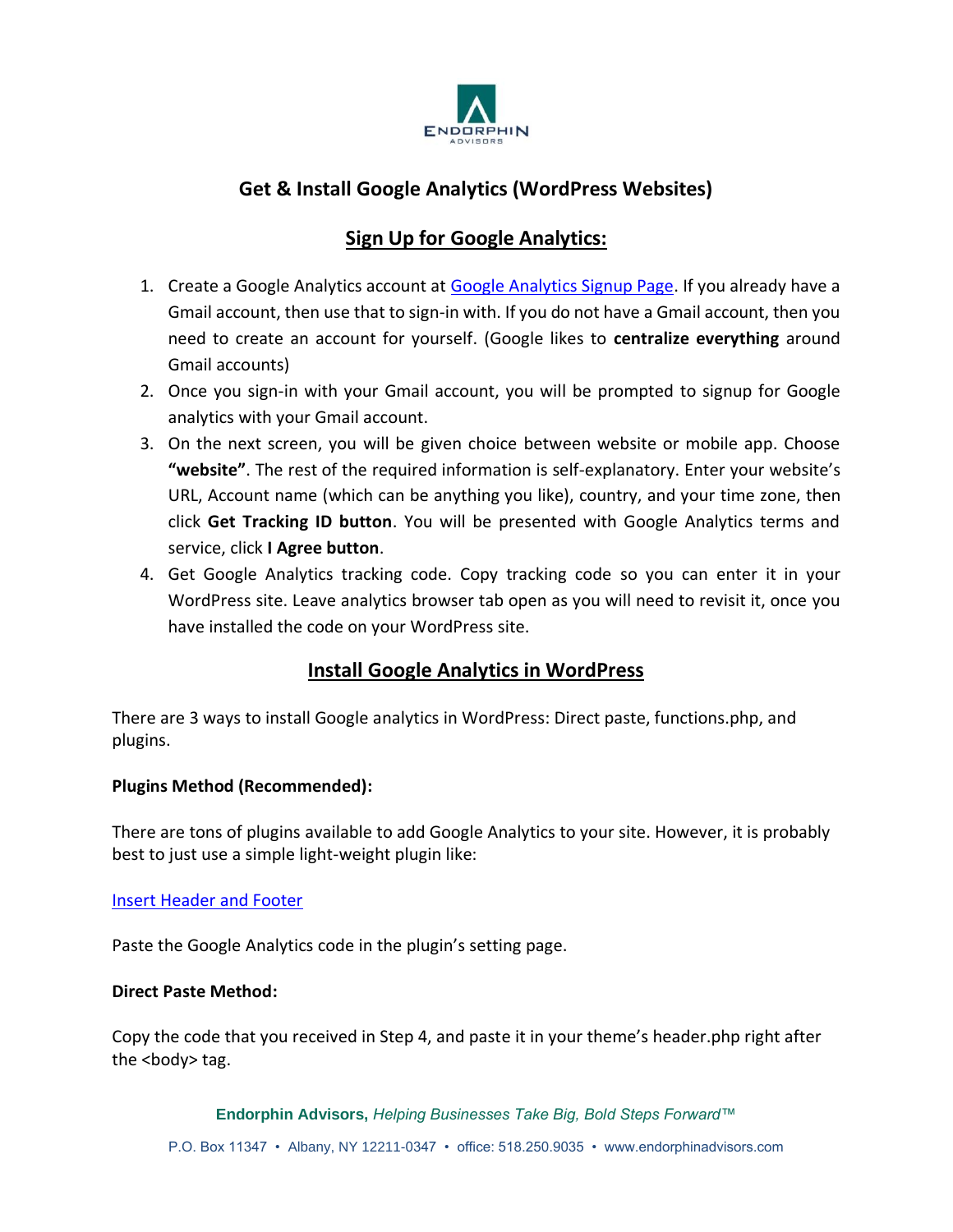# Get & Install Google Analytics (WordPress Websites)

## Sign Up for Google Analytics:

1. Create a Google Analytics account at Google Analytics Signup Page. If you already have a Gmail account, then use that to sign-in with. If you do not have a Gmail account, then you need to create an account for yourself. (Google likes to **centralize everything** around Gmail accounts)
2. Once you sign-in with your Gmail account, you will be prompted to signup for Google analytics with your Gmail account.
3. On the next screen, you will be given choice between website or mobile app. Choose **"website"**. The rest of the required information is self-explanatory. Enter your website's URL, Account name (which can be anything you like), country, and your time zone, then click **Get Tracking ID button**. You will be presented with Google Analytics terms and service, click **I Agree button**.
4. Get Google Analytics tracking code. Copy tracking code so you can enter it in your WordPress site. Leave analytics browser tab open as you will need to revisit it, once you have installed the code on your WordPress site.

## Install Google Analytics in WordPress

There are 3 ways to install Google analytics in WordPress: Direct paste, functions.php, and plugins.

**Plugins Method (Recommended):**

There are tons of plugins available to add Google Analytics to your site. However, it is probably best to just use a simple light-weight plugin like:

Insert Header and Footer

Paste the Google Analytics code in the plugin's setting page.

**Direct Paste Method:**

Copy the code that you received in Step 4, and paste it in your theme's header.php right after the <body> tag.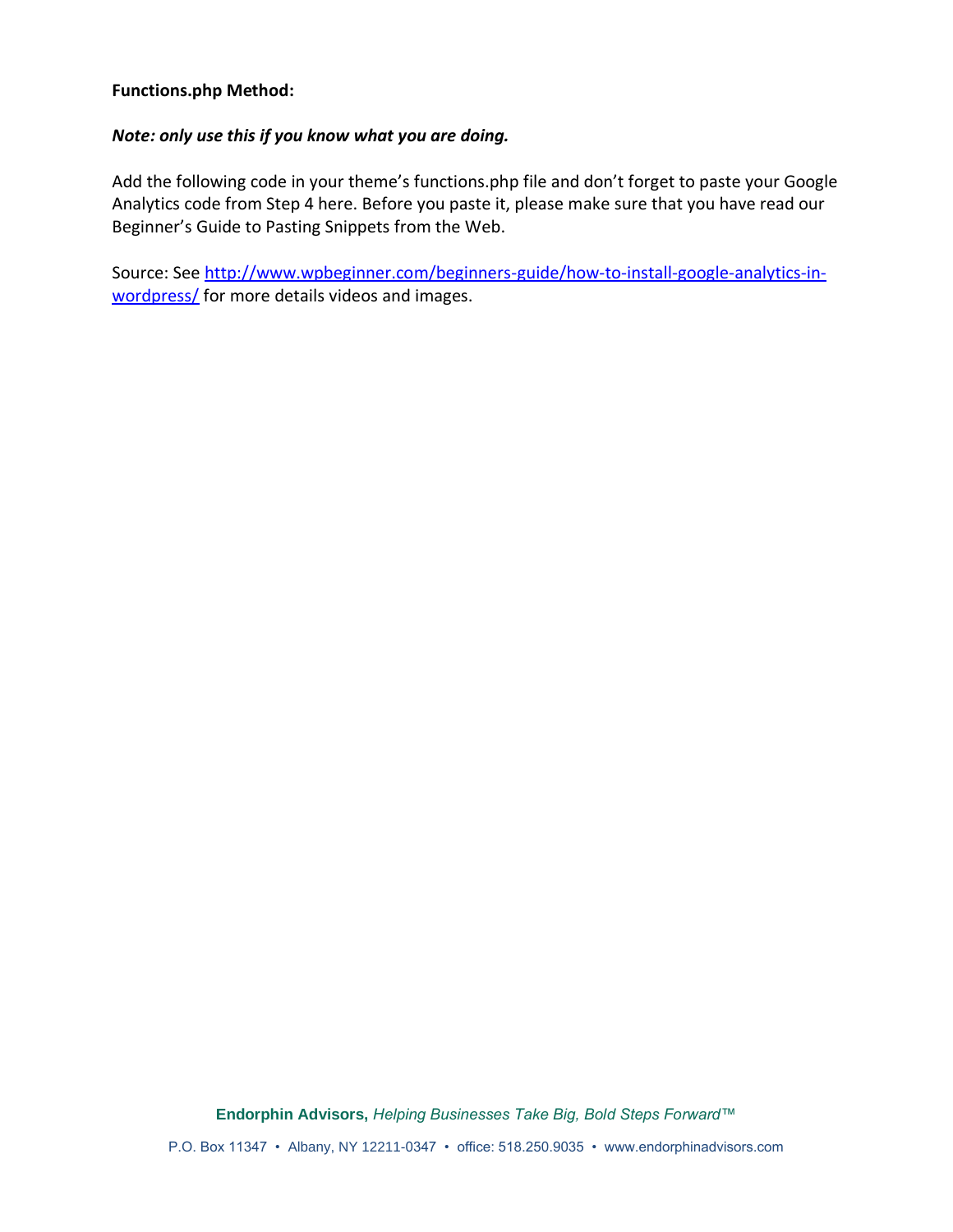**Functions.php Method:**

***Note: only use this if you know what you are doing.***

Add the following code in your theme's functions.php file and don't forget to paste your Google Analytics code from Step 4 here. Before you paste it, please make sure that you have read our Beginner's Guide to Pasting Snippets from the Web.

Source: See [http://www.wpbeginner.com/beginners-guide/how-to-install-google-analytics-in-wordpress/](http://www.wpbeginner.com/beginners-guide/how-to-install-google-analytics-in-wordpress/) for more details videos and images.